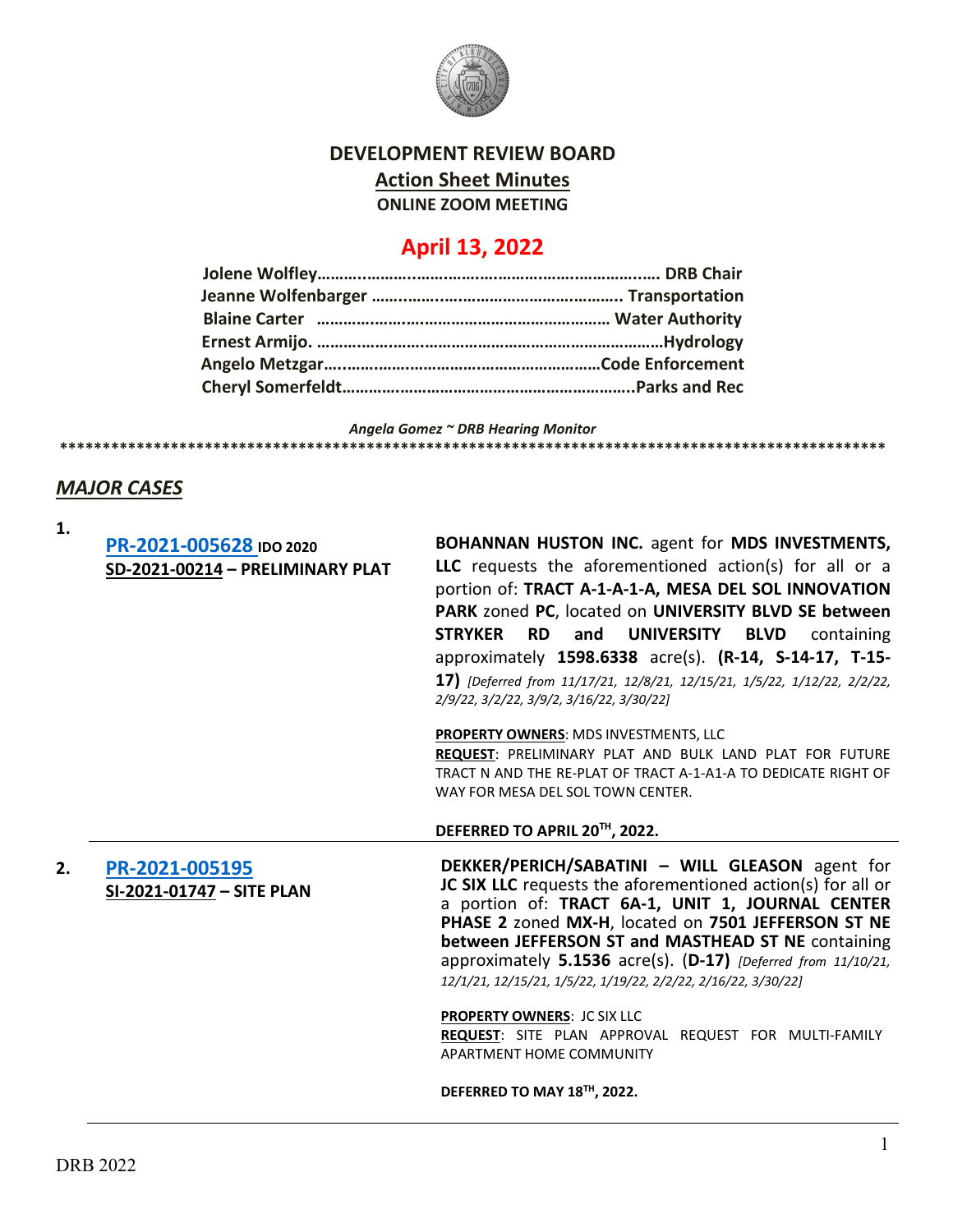# DEVELOPMENT REVIEW BOARD

## Action Sheet Minutes

**ONLINE ZOOM MEETING**

## April 13, 2022

**Jolene Wolfley……………………………………………………………. DRB Chair**
**Jeanne Wolfenbarger ………………………………………….. Transportation**
**Blaine Carter ………………………………………………… Water Authority**
**Ernest Armijo. …………………………………………………………Hydrology**
**Angelo Metzgar……………………………………………………Code Enforcement**
**Cheryl Somerfeldt……………………………………………………..Parks and Rec**

*Angela Gomez ~ DRB Hearing Monitor*

****************************************************************************************************

## *MAJOR CASES*

**1.** **PR-2021-005628** **IDO 2020**
**SD-2021-00214 – PRELIMINARY PLAT**

**BOHANNAN HUSTON INC.** agent for **MDS INVESTMENTS, LLC** requests the aforementioned action(s) for all or a portion of: **TRACT A-1-A-1-A, MESA DEL SOL INNOVATION PARK** zoned **PC**, located on **UNIVERSITY BLVD SE between STRYKER RD and UNIVERSITY BLVD** containing approximately **1598.6338** acre(s). **(R-14, S-14-17, T-15-17)** *[Deferred from 11/17/21, 12/8/21, 12/15/21, 1/5/22, 1/12/22, 2/2/22, 2/9/22, 3/2/22, 3/9/2, 3/16/22, 3/30/22]*

**PROPERTY OWNERS**: MDS INVESTMENTS, LLC
**REQUEST**: PRELIMINARY PLAT AND BULK LAND PLAT FOR FUTURE TRACT N AND THE RE-PLAT OF TRACT A-1-A1-A TO DEDICATE RIGHT OF WAY FOR MESA DEL SOL TOWN CENTER.

**DEFERRED TO APRIL 20TH, 2022.**

---

**2.** **PR-2021-005195**
**SI-2021-01747 – SITE PLAN**

**DEKKER/PERICH/SABATINI – WILL GLEASON** agent for **JC SIX LLC** requests the aforementioned action(s) for all or a portion of: **TRACT 6A-1, UNIT 1, JOURNAL CENTER PHASE 2** zoned **MX-H**, located on **7501 JEFFERSON ST NE between JEFFERSON ST and MASTHEAD ST NE** containing approximately **5.1536** acre(s). (**D-17)** *[Deferred from 11/10/21, 12/1/21, 12/15/21, 1/5/22, 1/19/22, 2/2/22, 2/16/22, 3/30/22]*

**PROPERTY OWNERS**: JC SIX LLC
**REQUEST**: SITE PLAN APPROVAL REQUEST FOR MULTI-FAMILY APARTMENT HOME COMMUNITY

**DEFERRED TO MAY 18TH, 2022.**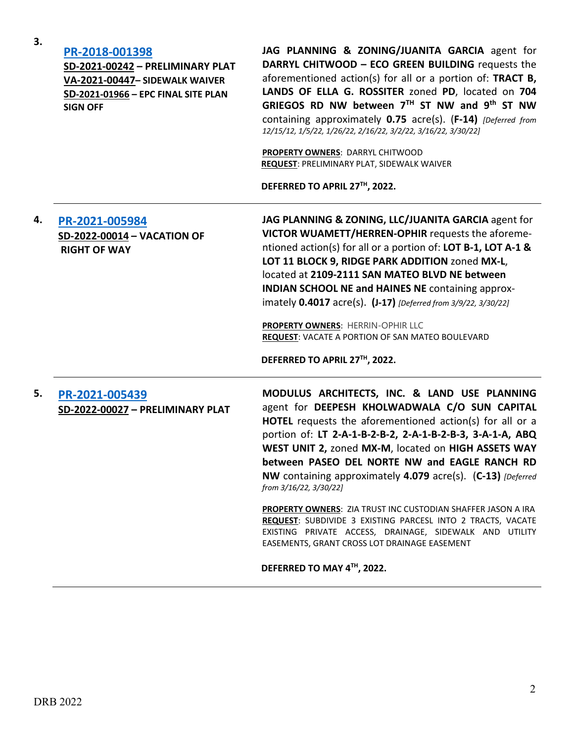3. **PR-2018-001398**
**SD-2021-00242 – PRELIMINARY PLAT**
**VA-2021-00447– SIDEWALK WAIVER**
**SD-2021-01966 – EPC FINAL SITE PLAN SIGN OFF**

**JAG PLANNING & ZONING/JUANITA GARCIA** agent for **DARRYL CHITWOOD – ECO GREEN BUILDING** requests the aforementioned action(s) for all or a portion of: **TRACT B, LANDS OF ELLA G. ROSSITER** zoned **PD**, located on **704 GRIEGOS RD NW between 7TH ST NW and 9th ST NW** containing approximately **0.75** acre(s). (**F-14)** *[Deferred from 12/15/12, 1/5/22, 1/26/22, 2/16/22, 3/2/22, 3/16/22, 3/30/22]*

**PROPERTY OWNERS**: DARRYL CHITWOOD
**REQUEST**: PRELIMINARY PLAT, SIDEWALK WAIVER

**DEFERRED TO APRIL 27TH, 2022.**

---

4. **PR-2021-005984**
**SD-2022-00014 – VACATION OF RIGHT OF WAY**

**JAG PLANNING & ZONING, LLC/JUANITA GARCIA** agent for **VICTOR WUAMETT/HERREN-OPHIR** requests the aforementioned action(s) for all or a portion of: **LOT B-1, LOT A-1 & LOT 11 BLOCK 9, RIDGE PARK ADDITION** zoned **MX-L**, located at **2109-2111 SAN MATEO BLVD NE between INDIAN SCHOOL NE and HAINES NE** containing approximately **0.4017** acre(s). **(J-17)** *[Deferred from 3/9/22, 3/30/22]*

**PROPERTY OWNERS**: HERRIN-OPHIR LLC
**REQUEST**: VACATE A PORTION OF SAN MATEO BOULEVARD

**DEFERRED TO APRIL 27TH, 2022.**

---

5. **PR-2021-005439**
**SD-2022-00027 – PRELIMINARY PLAT**

**MODULUS ARCHITECTS, INC. & LAND USE PLANNING** agent for **DEEPESH KHOLWADWALA C/O SUN CAPITAL HOTEL** requests the aforementioned action(s) for all or a portion of: **LT 2-A-1-B-2-B-2, 2-A-1-B-2-B-3, 3-A-1-A, ABQ WEST UNIT 2,** zoned **MX-M**, located on **HIGH ASSETS WAY between PASEO DEL NORTE NW and EAGLE RANCH RD NW** containing approximately **4.079** acre(s). (**C-13)** *[Deferred from 3/16/22, 3/30/22]*

**PROPERTY OWNERS**: ZIA TRUST INC CUSTODIAN SHAFFER JASON A IRA
**REQUEST**: SUBDIVIDE 3 EXISTING PARCESL INTO 2 TRACTS, VACATE EXISTING PRIVATE ACCESS, DRAINAGE, SIDEWALK AND UTILITY EASEMENTS, GRANT CROSS LOT DRAINAGE EASEMENT

**DEFERRED TO MAY 4TH, 2022.**

---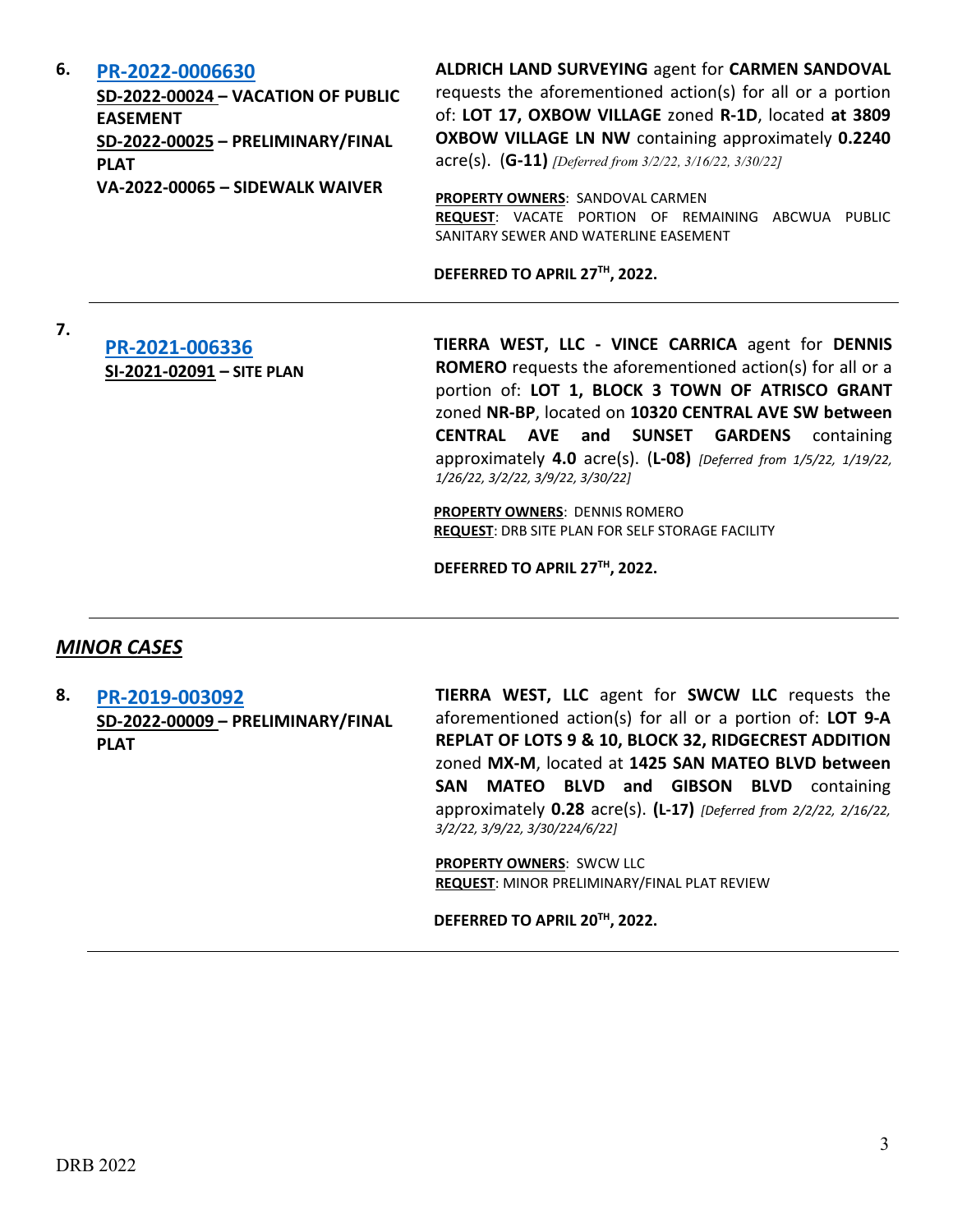6. **PR-2022-0006630**
**SD-2022-00024 – VACATION OF PUBLIC EASEMENT**
**SD-2022-00025 – PRELIMINARY/FINAL PLAT**
**VA-2022-00065 – SIDEWALK WAIVER**

**ALDRICH LAND SURVEYING** agent for **CARMEN SANDOVAL** requests the aforementioned action(s) for all or a portion of: **LOT 17, OXBOW VILLAGE** zoned **R-1D**, located **at 3809 OXBOW VILLAGE LN NW** containing approximately **0.2240** acre(s). (**G-11**) *[Deferred from 3/2/22, 3/16/22, 3/30/22]*

**PROPERTY OWNERS**: SANDOVAL CARMEN
**REQUEST**: VACATE PORTION OF REMAINING ABCWUA PUBLIC SANITARY SEWER AND WATERLINE EASEMENT

**DEFERRED TO APRIL 27TH, 2022.**

---

7. **PR-2021-006336**
**SI-2021-02091 – SITE PLAN**

**TIERRA WEST, LLC - VINCE CARRICA** agent for **DENNIS ROMERO** requests the aforementioned action(s) for all or a portion of: **LOT 1, BLOCK 3 TOWN OF ATRISCO GRANT** zoned **NR-BP**, located on **10320 CENTRAL AVE SW between CENTRAL AVE and SUNSET GARDENS** containing approximately **4.0** acre(s). (**L-08**) *[Deferred from 1/5/22, 1/19/22, 1/26/22, 3/2/22, 3/9/22, 3/30/22]*

**PROPERTY OWNERS**: DENNIS ROMERO
**REQUEST**: DRB SITE PLAN FOR SELF STORAGE FACILITY

**DEFERRED TO APRIL 27TH, 2022.**

---

## *MINOR CASES*

8. **PR-2019-003092**
**SD-2022-00009 – PRELIMINARY/FINAL PLAT**

**TIERRA WEST, LLC** agent for **SWCW LLC** requests the aforementioned action(s) for all or a portion of: **LOT 9-A REPLAT OF LOTS 9 & 10, BLOCK 32, RIDGECREST ADDITION** zoned **MX-M**, located at **1425 SAN MATEO BLVD between SAN MATEO BLVD and GIBSON BLVD** containing approximately **0.28** acre(s). **(L-17)** *[Deferred from 2/2/22, 2/16/22, 3/2/22, 3/9/22, 3/30/224/6/22]*

**PROPERTY OWNERS**: SWCW LLC
**REQUEST**: MINOR PRELIMINARY/FINAL PLAT REVIEW

**DEFERRED TO APRIL 20TH, 2022.**

---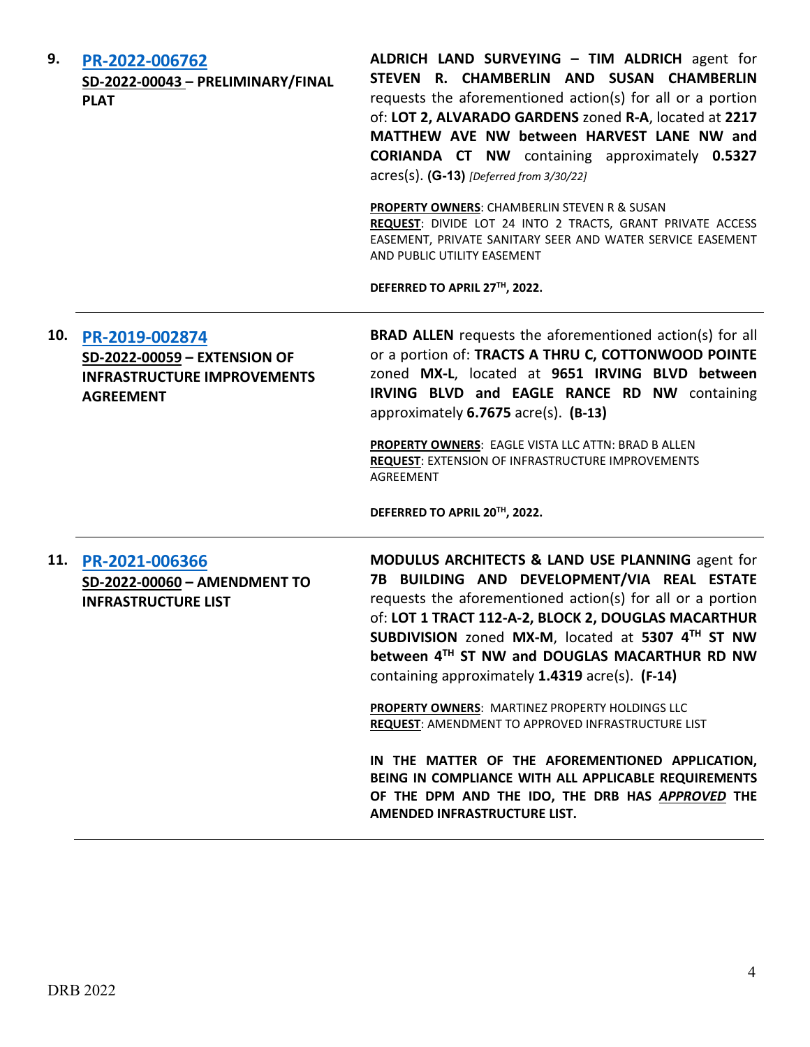9. **[PR-2022-006762](PR-2022-006762)**
**SD-2022-00043 – PRELIMINARY/FINAL PLAT**

**ALDRICH LAND SURVEYING – TIM ALDRICH** agent for **STEVEN R. CHAMBERLIN AND SUSAN CHAMBERLIN** requests the aforementioned action(s) for all or a portion of: **LOT 2, ALVARADO GARDENS** zoned **R-A**, located at **2217 MATTHEW AVE NW between HARVEST LANE NW and CORIANDA CT NW** containing approximately **0.5327** acres(s). **(G-13)** *[Deferred from 3/30/22]*

**PROPERTY OWNERS**: CHAMBERLIN STEVEN R & SUSAN
**REQUEST**: DIVIDE LOT 24 INTO 2 TRACTS, GRANT PRIVATE ACCESS EASEMENT, PRIVATE SANITARY SEER AND WATER SERVICE EASEMENT AND PUBLIC UTILITY EASEMENT

**DEFERRED TO APRIL 27TH, 2022.**

---

10. **[PR-2019-002874](PR-2019-002874)**
**SD-2022-00059 – EXTENSION OF INFRASTRUCTURE IMPROVEMENTS AGREEMENT**

**BRAD ALLEN** requests the aforementioned action(s) for all or a portion of: **TRACTS A THRU C, COTTONWOOD POINTE** zoned **MX-L**, located at **9651 IRVING BLVD between IRVING BLVD and EAGLE RANCE RD NW** containing approximately **6.7675** acre(s). **(B-13)**

**PROPERTY OWNERS**: EAGLE VISTA LLC ATTN: BRAD B ALLEN
**REQUEST**: EXTENSION OF INFRASTRUCTURE IMPROVEMENTS AGREEMENT

**DEFERRED TO APRIL 20TH, 2022.**

---

11. **[PR-2021-006366](PR-2021-006366)**
**SD-2022-00060 – AMENDMENT TO INFRASTRUCTURE LIST**

**MODULUS ARCHITECTS & LAND USE PLANNING** agent for **7B BUILDING AND DEVELOPMENT/VIA REAL ESTATE** requests the aforementioned action(s) for all or a portion of: **LOT 1 TRACT 112-A-2, BLOCK 2, DOUGLAS MACARTHUR SUBDIVISION** zoned **MX-M**, located at **5307 4TH ST NW between 4TH ST NW and DOUGLAS MACARTHUR RD NW** containing approximately **1.4319** acre(s). **(F-14)**

**PROPERTY OWNERS**: MARTINEZ PROPERTY HOLDINGS LLC
**REQUEST**: AMENDMENT TO APPROVED INFRASTRUCTURE LIST

**IN THE MATTER OF THE AFOREMENTIONED APPLICATION, BEING IN COMPLIANCE WITH ALL APPLICABLE REQUIREMENTS OF THE DPM AND THE IDO, THE DRB HAS *APPROVED* THE AMENDED INFRASTRUCTURE LIST.**

---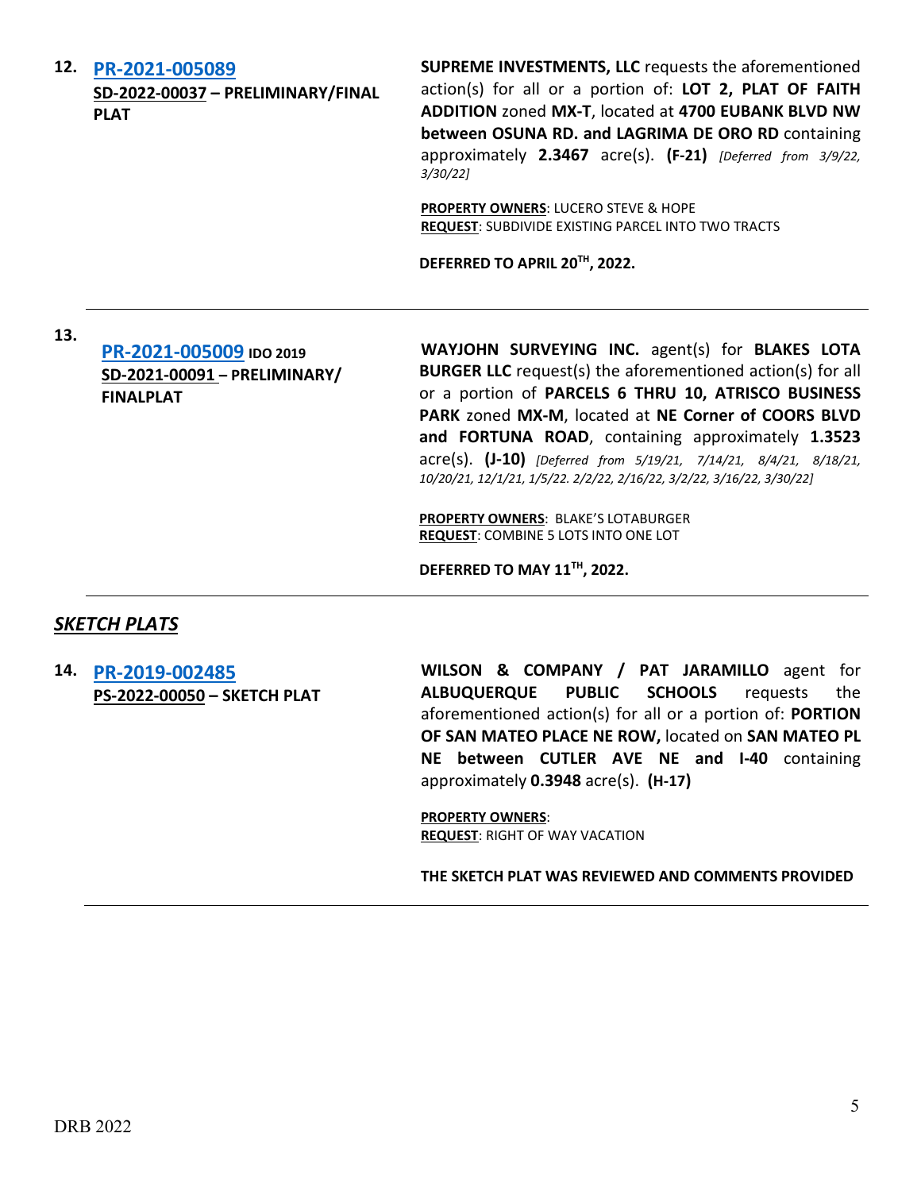12. **PR-2021-005089**
**SD-2022-00037 – PRELIMINARY/FINAL PLAT**

**SUPREME INVESTMENTS, LLC** requests the aforementioned action(s) for all or a portion of: **LOT 2, PLAT OF FAITH ADDITION** zoned **MX-T**, located at **4700 EUBANK BLVD NW between OSUNA RD. and LAGRIMA DE ORO RD** containing approximately **2.3467** acre(s). **(F-21)** *[Deferred from 3/9/22, 3/30/22]*

**PROPERTY OWNERS**: LUCERO STEVE & HOPE
**REQUEST**: SUBDIVIDE EXISTING PARCEL INTO TWO TRACTS

**DEFERRED TO APRIL 20TH, 2022.**

---

13. **PR-2021-005009** **IDO 2019**
**SD-2021-00091 – PRELIMINARY/ FINALPLAT**

**WAYJOHN SURVEYING INC.** agent(s) for **BLAKES LOTA BURGER LLC** request(s) the aforementioned action(s) for all or a portion of **PARCELS 6 THRU 10, ATRISCO BUSINESS PARK** zoned **MX-M**, located at **NE Corner of COORS BLVD and FORTUNA ROAD**, containing approximately **1.3523** acre(s). **(J-10)** *[Deferred from 5/19/21, 7/14/21, 8/4/21, 8/18/21, 10/20/21, 12/1/21, 1/5/22. 2/2/22, 2/16/22, 3/2/22, 3/16/22, 3/30/22]*

**PROPERTY OWNERS**: BLAKE'S LOTABURGER
**REQUEST**: COMBINE 5 LOTS INTO ONE LOT

**DEFERRED TO MAY 11TH, 2022.**

---

## ***SKETCH PLATS***

14. **PR-2019-002485**
**PS-2022-00050 – SKETCH PLAT**

**WILSON & COMPANY / PAT JARAMILLO** agent for **ALBUQUERQUE PUBLIC SCHOOLS** requests the aforementioned action(s) for all or a portion of: **PORTION OF SAN MATEO PLACE NE ROW,** located on **SAN MATEO PL NE between CUTLER AVE NE and I-40** containing approximately **0.3948** acre(s). **(H-17)**

**PROPERTY OWNERS**:
**REQUEST**: RIGHT OF WAY VACATION

**THE SKETCH PLAT WAS REVIEWED AND COMMENTS PROVIDED**

---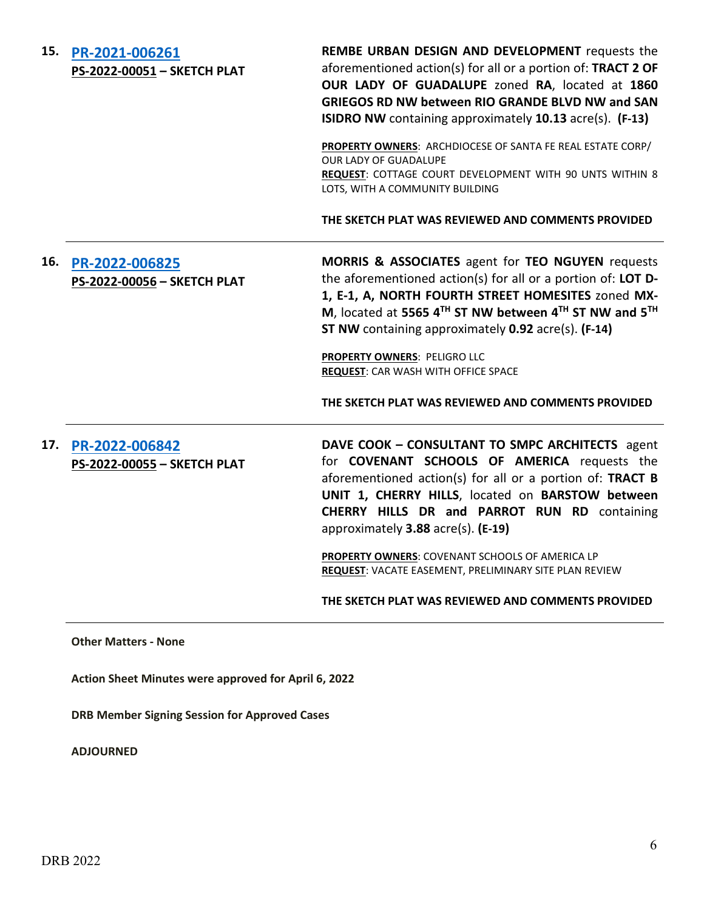| | | |
|---|---|---|
| 15. | **PR-2021-006261**<br>**PS-2022-00051 – SKETCH PLAT** | **REMBE URBAN DESIGN AND DEVELOPMENT** requests the aforementioned action(s) for all or a portion of: **TRACT 2 OF OUR LADY OF GUADALUPE** zoned **RA**, located at **1860 GRIEGOS RD NW between RIO GRANDE BLVD NW and SAN ISIDRO NW** containing approximately **10.13** acre(s). **(F-13)**<br><br>**PROPERTY OWNERS**: ARCHDIOCESE OF SANTA FE REAL ESTATE CORP/ OUR LADY OF GUADALUPE<br>**REQUEST**: COTTAGE COURT DEVELOPMENT WITH 90 UNTS WITHIN 8 LOTS, WITH A COMMUNITY BUILDING<br><br>**THE SKETCH PLAT WAS REVIEWED AND COMMENTS PROVIDED** |
| 16. | **PR-2022-006825**<br>**PS-2022-00056 – SKETCH PLAT** | **MORRIS & ASSOCIATES** agent for **TEO NGUYEN** requests the aforementioned action(s) for all or a portion of: **LOT D-1, E-1, A, NORTH FOURTH STREET HOMESITES** zoned **MX-M**, located at **5565 4TH ST NW between 4TH ST NW and 5TH ST NW** containing approximately **0.92** acre(s). **(F-14)**<br><br>**PROPERTY OWNERS**: PELIGRO LLC<br>**REQUEST**: CAR WASH WITH OFFICE SPACE<br><br>**THE SKETCH PLAT WAS REVIEWED AND COMMENTS PROVIDED** |
| 17. | **PR-2022-006842**<br>**PS-2022-00055 – SKETCH PLAT** | **DAVE COOK – CONSULTANT TO SMPC ARCHITECTS** agent for **COVENANT SCHOOLS OF AMERICA** requests the aforementioned action(s) for all or a portion of: **TRACT B UNIT 1, CHERRY HILLS**, located on **BARSTOW between CHERRY HILLS DR and PARROT RUN RD** containing approximately **3.88** acre(s). **(E-19)**<br><br>**PROPERTY OWNERS**: COVENANT SCHOOLS OF AMERICA LP<br>**REQUEST**: VACATE EASEMENT, PRELIMINARY SITE PLAN REVIEW<br><br>**THE SKETCH PLAT WAS REVIEWED AND COMMENTS PROVIDED** |

**Other Matters - None**

**Action Sheet Minutes were approved for April 6, 2022**

**DRB Member Signing Session for Approved Cases**

**ADJOURNED**